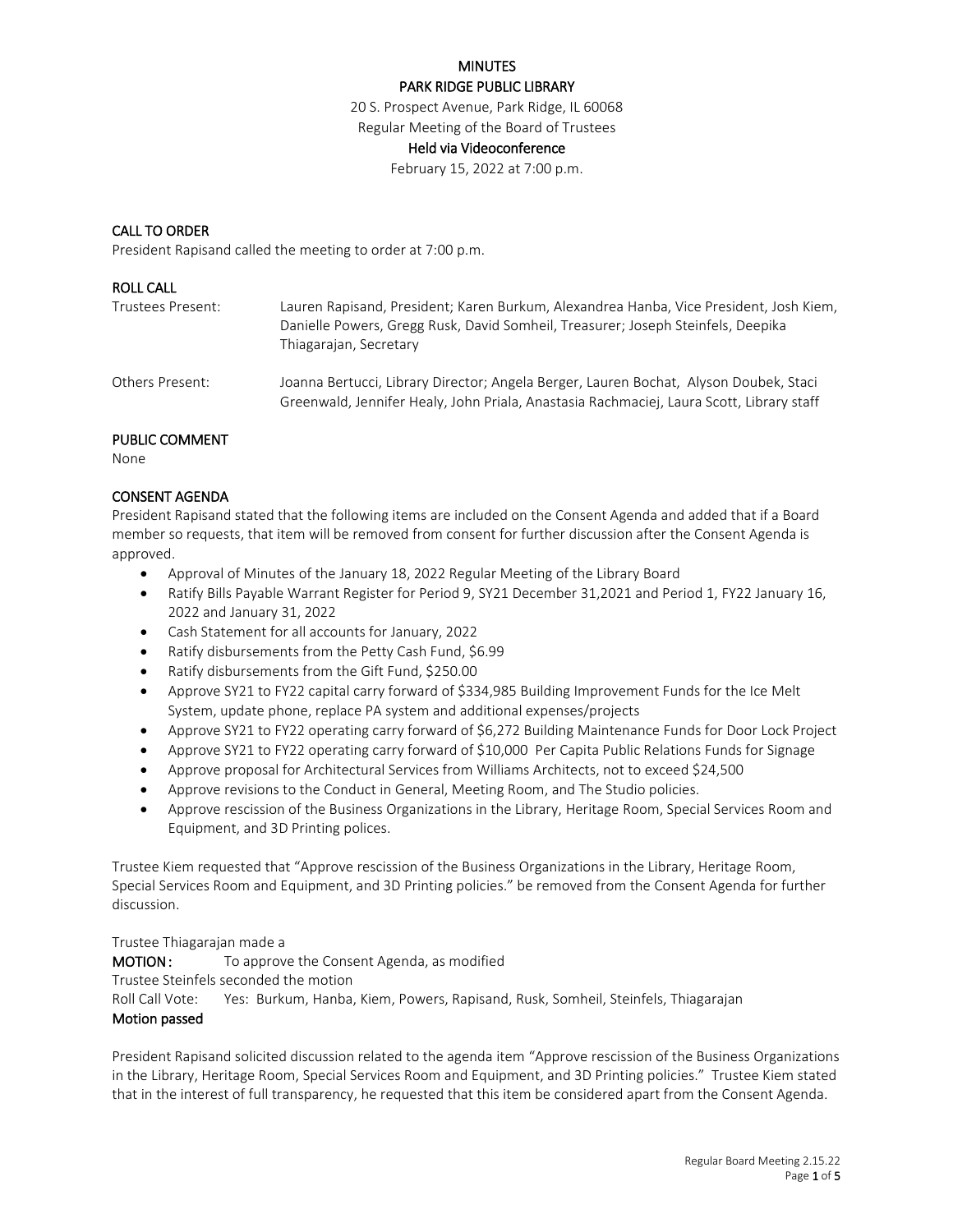# MINUTES
## PARK RIDGE PUBLIC LIBRARY

20 S. Prospect Avenue, Park Ridge, IL 60068
Regular Meeting of the Board of Trustees
**Held via Videoconference**
February 15, 2022 at 7:00 p.m.

### CALL TO ORDER

President Rapisand called the meeting to order at 7:00 p.m.

### ROLL CALL

| | |
|---|---|
| Trustees Present: | Lauren Rapisand, President; Karen Burkum, Alexandrea Hanba, Vice President, Josh Kiem, Danielle Powers, Gregg Rusk, David Somheil, Treasurer; Joseph Steinfels, Deepika Thiagarajan, Secretary |
| Others Present: | Joanna Bertucci, Library Director; Angela Berger, Lauren Bochat, Alyson Doubek, Staci Greenwald, Jennifer Healy, John Priala, Anastasia Rachmaciej, Laura Scott, Library staff |

### PUBLIC COMMENT

None

### CONSENT AGENDA

President Rapisand stated that the following items are included on the Consent Agenda and added that if a Board member so requests, that item will be removed from consent for further discussion after the Consent Agenda is approved.

- Approval of Minutes of the January 18, 2022 Regular Meeting of the Library Board
- Ratify Bills Payable Warrant Register for Period 9, SY21 December 31,2021 and Period 1, FY22 January 16, 2022 and January 31, 2022
- Cash Statement for all accounts for January, 2022
- Ratify disbursements from the Petty Cash Fund, $6.99
- Ratify disbursements from the Gift Fund, $250.00
- Approve SY21 to FY22 capital carry forward of $334,985 Building Improvement Funds for the Ice Melt System, update phone, replace PA system and additional expenses/projects
- Approve SY21 to FY22 operating carry forward of $6,272 Building Maintenance Funds for Door Lock Project
- Approve SY21 to FY22 operating carry forward of $10,000 Per Capita Public Relations Funds for Signage
- Approve proposal for Architectural Services from Williams Architects, not to exceed $24,500
- Approve revisions to the Conduct in General, Meeting Room, and The Studio policies.
- Approve rescission of the Business Organizations in the Library, Heritage Room, Special Services Room and Equipment, and 3D Printing polices.

Trustee Kiem requested that "Approve rescission of the Business Organizations in the Library, Heritage Room, Special Services Room and Equipment, and 3D Printing policies." be removed from the Consent Agenda for further discussion.

Trustee Thiagarajan made a
**MOTION:** To approve the Consent Agenda, as modified
Trustee Steinfels seconded the motion
Roll Call Vote: Yes: Burkum, Hanba, Kiem, Powers, Rapisand, Rusk, Somheil, Steinfels, Thiagarajan
**Motion passed**

President Rapisand solicited discussion related to the agenda item "Approve rescission of the Business Organizations in the Library, Heritage Room, Special Services Room and Equipment, and 3D Printing policies." Trustee Kiem stated that in the interest of full transparency, he requested that this item be considered apart from the Consent Agenda.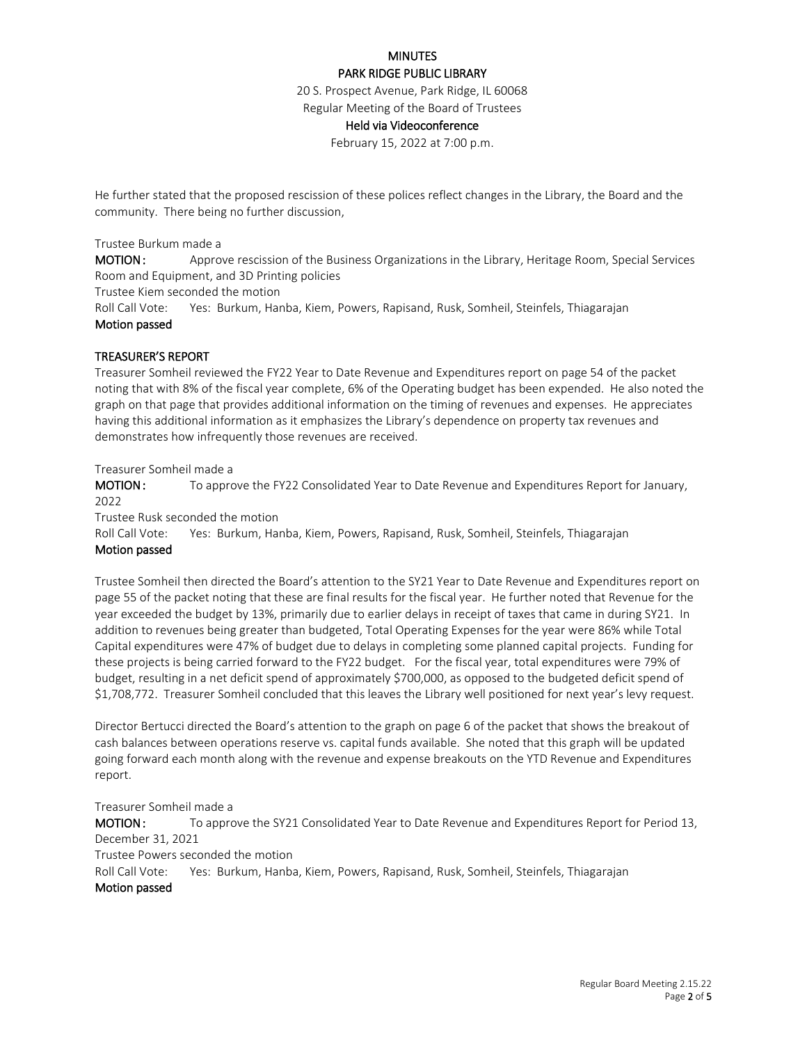MINUTES

PARK RIDGE PUBLIC LIBRARY

20 S. Prospect Avenue, Park Ridge, IL 60068

Regular Meeting of the Board of Trustees

Held via Videoconference

February 15, 2022 at 7:00 p.m.

He further stated that the proposed rescission of these polices reflect changes in the Library, the Board and the community. There being no further discussion,

Trustee Burkum made a

**MOTION:** Approve rescission of the Business Organizations in the Library, Heritage Room, Special Services Room and Equipment, and 3D Printing policies

Trustee Kiem seconded the motion

Roll Call Vote: Yes: Burkum, Hanba, Kiem, Powers, Rapisand, Rusk, Somheil, Steinfels, Thiagarajan

**Motion passed**

## TREASURER'S REPORT

Treasurer Somheil reviewed the FY22 Year to Date Revenue and Expenditures report on page 54 of the packet noting that with 8% of the fiscal year complete, 6% of the Operating budget has been expended. He also noted the graph on that page that provides additional information on the timing of revenues and expenses. He appreciates having this additional information as it emphasizes the Library's dependence on property tax revenues and demonstrates how infrequently those revenues are received.

Treasurer Somheil made a

**MOTION:** To approve the FY22 Consolidated Year to Date Revenue and Expenditures Report for January, 2022

Trustee Rusk seconded the motion

Roll Call Vote: Yes: Burkum, Hanba, Kiem, Powers, Rapisand, Rusk, Somheil, Steinfels, Thiagarajan

**Motion passed**

Trustee Somheil then directed the Board's attention to the SY21 Year to Date Revenue and Expenditures report on page 55 of the packet noting that these are final results for the fiscal year. He further noted that Revenue for the year exceeded the budget by 13%, primarily due to earlier delays in receipt of taxes that came in during SY21. In addition to revenues being greater than budgeted, Total Operating Expenses for the year were 86% while Total Capital expenditures were 47% of budget due to delays in completing some planned capital projects. Funding for these projects is being carried forward to the FY22 budget. For the fiscal year, total expenditures were 79% of budget, resulting in a net deficit spend of approximately $700,000, as opposed to the budgeted deficit spend of $1,708,772. Treasurer Somheil concluded that this leaves the Library well positioned for next year's levy request.

Director Bertucci directed the Board's attention to the graph on page 6 of the packet that shows the breakout of cash balances between operations reserve vs. capital funds available. She noted that this graph will be updated going forward each month along with the revenue and expense breakouts on the YTD Revenue and Expenditures report.

Treasurer Somheil made a

**MOTION:** To approve the SY21 Consolidated Year to Date Revenue and Expenditures Report for Period 13, December 31, 2021

Trustee Powers seconded the motion

Roll Call Vote: Yes: Burkum, Hanba, Kiem, Powers, Rapisand, Rusk, Somheil, Steinfels, Thiagarajan

**Motion passed**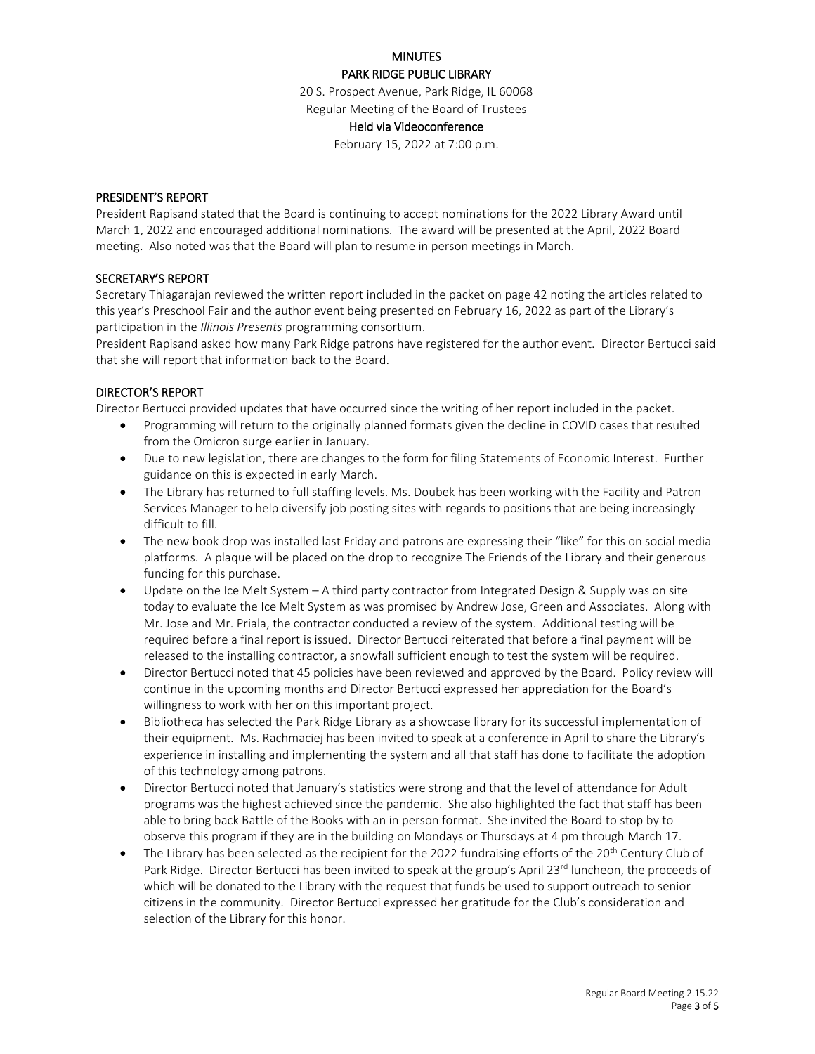# MINUTES

## PARK RIDGE PUBLIC LIBRARY

20 S. Prospect Avenue, Park Ridge, IL 60068

Regular Meeting of the Board of Trustees

**Held via Videoconference**

February 15, 2022 at 7:00 p.m.

### PRESIDENT'S REPORT

President Rapisand stated that the Board is continuing to accept nominations for the 2022 Library Award until March 1, 2022 and encouraged additional nominations. The award will be presented at the April, 2022 Board meeting. Also noted was that the Board will plan to resume in person meetings in March.

### SECRETARY'S REPORT

Secretary Thiagarajan reviewed the written report included in the packet on page 42 noting the articles related to this year's Preschool Fair and the author event being presented on February 16, 2022 as part of the Library's participation in the *Illinois Presents* programming consortium.

President Rapisand asked how many Park Ridge patrons have registered for the author event. Director Bertucci said that she will report that information back to the Board.

### DIRECTOR'S REPORT

Director Bertucci provided updates that have occurred since the writing of her report included in the packet.

- Programming will return to the originally planned formats given the decline in COVID cases that resulted from the Omicron surge earlier in January.
- Due to new legislation, there are changes to the form for filing Statements of Economic Interest. Further guidance on this is expected in early March.
- The Library has returned to full staffing levels. Ms. Doubek has been working with the Facility and Patron Services Manager to help diversify job posting sites with regards to positions that are being increasingly difficult to fill.
- The new book drop was installed last Friday and patrons are expressing their "like" for this on social media platforms. A plaque will be placed on the drop to recognize The Friends of the Library and their generous funding for this purchase.
- Update on the Ice Melt System – A third party contractor from Integrated Design & Supply was on site today to evaluate the Ice Melt System as was promised by Andrew Jose, Green and Associates. Along with Mr. Jose and Mr. Priala, the contractor conducted a review of the system. Additional testing will be required before a final report is issued. Director Bertucci reiterated that before a final payment will be released to the installing contractor, a snowfall sufficient enough to test the system will be required.
- Director Bertucci noted that 45 policies have been reviewed and approved by the Board. Policy review will continue in the upcoming months and Director Bertucci expressed her appreciation for the Board's willingness to work with her on this important project.
- Bibliotheca has selected the Park Ridge Library as a showcase library for its successful implementation of their equipment. Ms. Rachmaciej has been invited to speak at a conference in April to share the Library's experience in installing and implementing the system and all that staff has done to facilitate the adoption of this technology among patrons.
- Director Bertucci noted that January's statistics were strong and that the level of attendance for Adult programs was the highest achieved since the pandemic. She also highlighted the fact that staff has been able to bring back Battle of the Books with an in person format. She invited the Board to stop by to observe this program if they are in the building on Mondays or Thursdays at 4 pm through March 17.
- The Library has been selected as the recipient for the 2022 fundraising efforts of the 20th Century Club of Park Ridge. Director Bertucci has been invited to speak at the group's April 23rd luncheon, the proceeds of which will be donated to the Library with the request that funds be used to support outreach to senior citizens in the community. Director Bertucci expressed her gratitude for the Club's consideration and selection of the Library for this honor.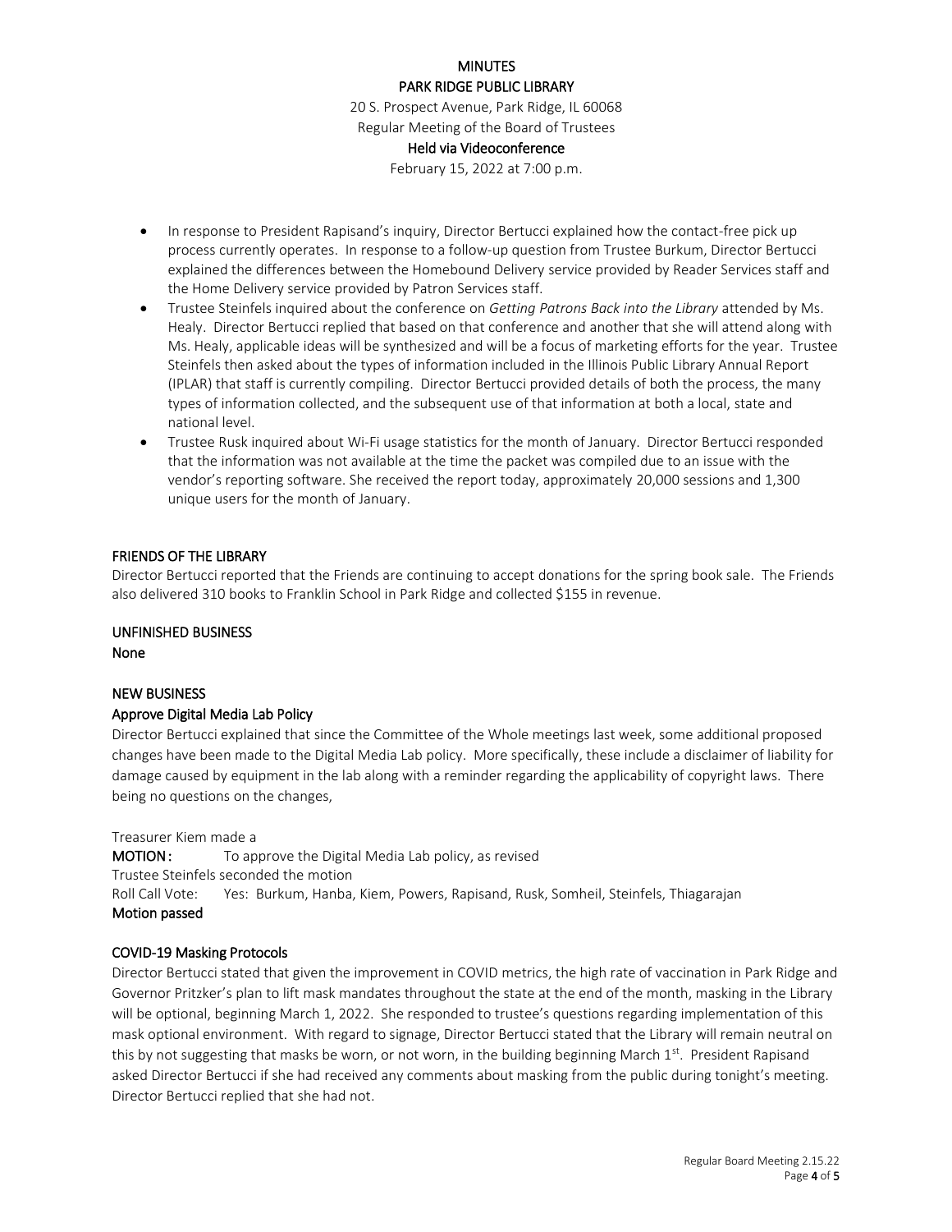MINUTES
PARK RIDGE PUBLIC LIBRARY
20 S. Prospect Avenue, Park Ridge, IL 60068
Regular Meeting of the Board of Trustees
Held via Videoconference
February 15, 2022 at 7:00 p.m.

- In response to President Rapisand's inquiry, Director Bertucci explained how the contact-free pick up process currently operates. In response to a follow-up question from Trustee Burkum, Director Bertucci explained the differences between the Homebound Delivery service provided by Reader Services staff and the Home Delivery service provided by Patron Services staff.
- Trustee Steinfels inquired about the conference on *Getting Patrons Back into the Library* attended by Ms. Healy. Director Bertucci replied that based on that conference and another that she will attend along with Ms. Healy, applicable ideas will be synthesized and will be a focus of marketing efforts for the year. Trustee Steinfels then asked about the types of information included in the Illinois Public Library Annual Report (IPLAR) that staff is currently compiling. Director Bertucci provided details of both the process, the many types of information collected, and the subsequent use of that information at both a local, state and national level.
- Trustee Rusk inquired about Wi-Fi usage statistics for the month of January. Director Bertucci responded that the information was not available at the time the packet was compiled due to an issue with the vendor's reporting software. She received the report today, approximately 20,000 sessions and 1,300 unique users for the month of January.

## FRIENDS OF THE LIBRARY

Director Bertucci reported that the Friends are continuing to accept donations for the spring book sale. The Friends also delivered 310 books to Franklin School in Park Ridge and collected $155 in revenue.

## UNFINISHED BUSINESS

None

## NEW BUSINESS

### Approve Digital Media Lab Policy

Director Bertucci explained that since the Committee of the Whole meetings last week, some additional proposed changes have been made to the Digital Media Lab policy. More specifically, these include a disclaimer of liability for damage caused by equipment in the lab along with a reminder regarding the applicability of copyright laws. There being no questions on the changes,

Treasurer Kiem made a
**MOTION:** To approve the Digital Media Lab policy, as revised
Trustee Steinfels seconded the motion
Roll Call Vote: Yes: Burkum, Hanba, Kiem, Powers, Rapisand, Rusk, Somheil, Steinfels, Thiagarajan
**Motion passed**

### COVID-19 Masking Protocols

Director Bertucci stated that given the improvement in COVID metrics, the high rate of vaccination in Park Ridge and Governor Pritzker's plan to lift mask mandates throughout the state at the end of the month, masking in the Library will be optional, beginning March 1, 2022. She responded to trustee's questions regarding implementation of this mask optional environment. With regard to signage, Director Bertucci stated that the Library will remain neutral on this by not suggesting that masks be worn, or not worn, in the building beginning March 1st. President Rapisand asked Director Bertucci if she had received any comments about masking from the public during tonight's meeting. Director Bertucci replied that she had not.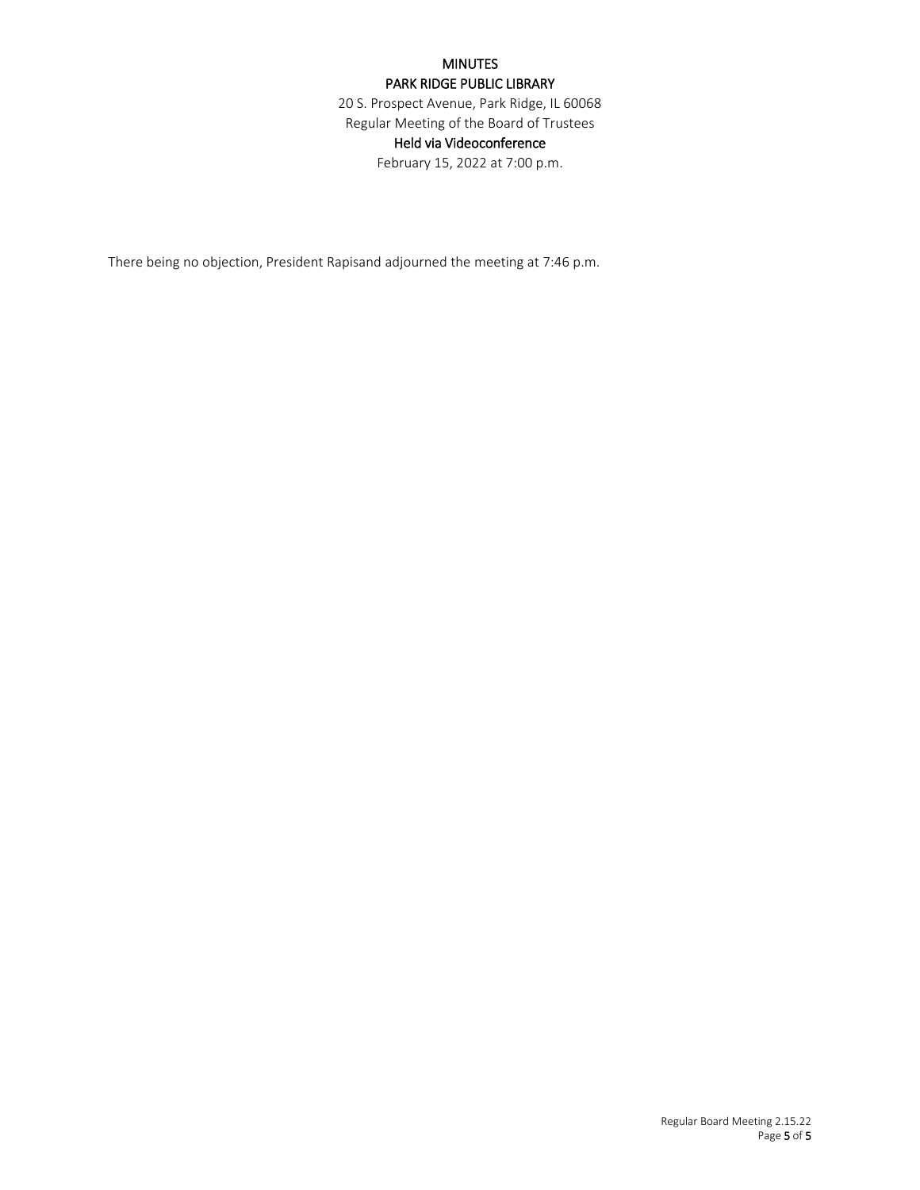**MINUTES**
**PARK RIDGE PUBLIC LIBRARY**
20 S. Prospect Avenue, Park Ridge, IL 60068
Regular Meeting of the Board of Trustees
**Held via Videoconference**
February 15, 2022 at 7:00 p.m.

There being no objection, President Rapisand adjourned the meeting at 7:46 p.m.